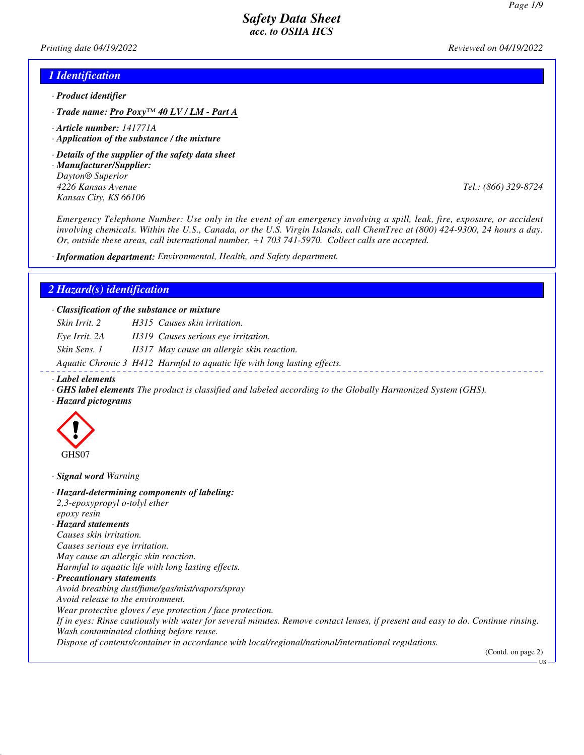# Safety Data Sheet
## acc. to OSHA HCS

Printing date 04/19/2022 Reviewed on 04/19/2022

## 1 Identification

· **Product identifier**

· **Trade name:** **Pro Poxy™ 40 LV / LM - Part A**

· **Article number:** 141771A

· **Application of the substance / the mixture**

· **Details of the supplier of the safety data sheet**

· **Manufacturer/Supplier:**
Dayton® Superior
4226 Kansas Avenue
Kansas City, KS 66106
Tel.: (866) 329-8724

Emergency Telephone Number: Use only in the event of an emergency involving a spill, leak, fire, exposure, or accident involving chemicals. Within the U.S., Canada, or the U.S. Virgin Islands, call ChemTrec at (800) 424-9300, 24 hours a day. Or, outside these areas, call international number, +1 703 741-5970. Collect calls are accepted.

· **Information department:** Environmental, Health, and Safety department.

## 2 Hazard(s) identification

· **Classification of the substance or mixture**

| | | |
|---|---|---|
| Skin Irrit. 2 | H315 | Causes skin irritation. |
| Eye Irrit. 2A | H319 | Causes serious eye irritation. |
| Skin Sens. 1 | H317 | May cause an allergic skin reaction. |
| Aquatic Chronic 3 | H412 | Harmful to aquatic life with long lasting effects. |

· **Label elements**

· **GHS label elements** The product is classified and labeled according to the Globally Harmonized System (GHS).

· **Hazard pictograms**

GHS07

· **Signal word** Warning

· **Hazard-determining components of labeling:**
2,3-epoxypropyl o-tolyl ether
epoxy resin

· **Hazard statements**
Causes skin irritation.
Causes serious eye irritation.
May cause an allergic skin reaction.
Harmful to aquatic life with long lasting effects.

· **Precautionary statements**
Avoid breathing dust/fume/gas/mist/vapors/spray
Avoid release to the environment.
Wear protective gloves / eye protection / face protection.
If in eyes: Rinse cautiously with water for several minutes. Remove contact lenses, if present and easy to do. Continue rinsing.
Wash contaminated clothing before reuse.
Dispose of contents/container in accordance with local/regional/national/international regulations.

(Contd. on page 2)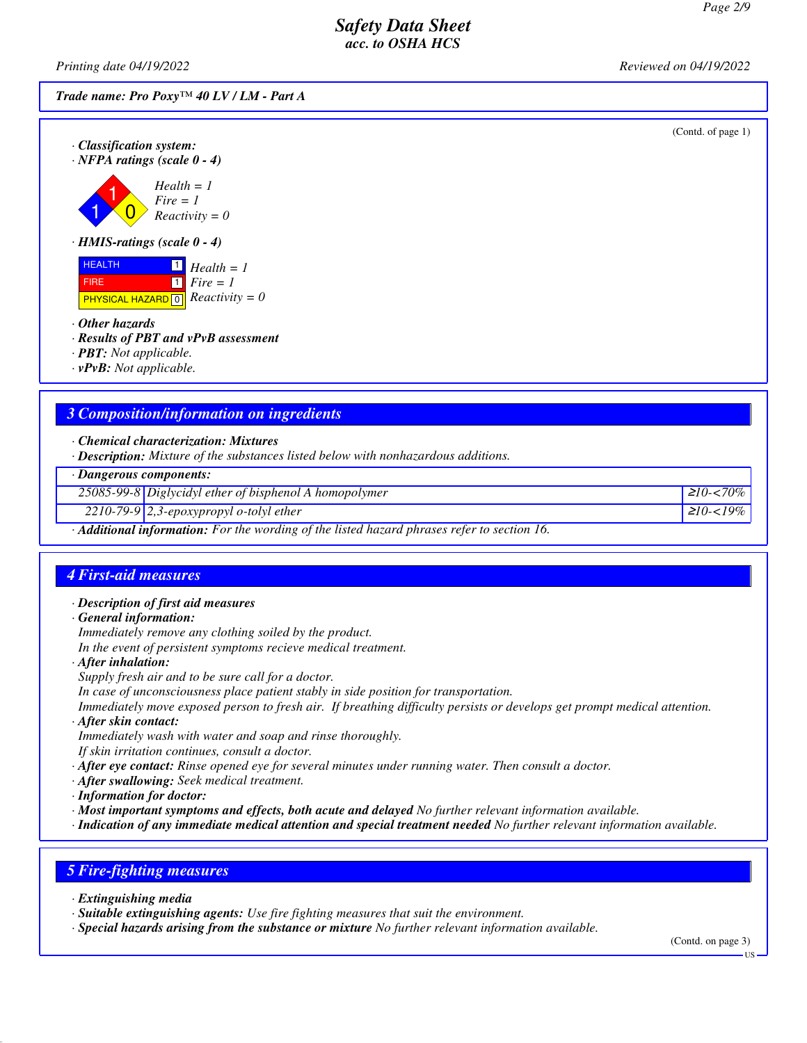(Contd. of page 1)

· **Classification system:**
· **NFPA ratings (scale 0 - 4)**

*Health = 1*
*Fire = 1*
*Reactivity = 0*

· **HMIS-ratings (scale 0 - 4)**

| | | |
|---|---|---|
| HEALTH | 1 | *Health = 1* |
| FIRE | 1 | *Fire = 1* |
| PHYSICAL HAZARD | 0 | *Reactivity = 0* |

· **Other hazards**
· **Results of PBT and vPvB assessment**
· **PBT:** Not applicable.
· **vPvB:** Not applicable.

## 3 Composition/information on ingredients

· **Chemical characterization: Mixtures**
· **Description:** Mixture of the substances listed below with nonhazardous additions.

| · Dangerous components: | | |
|---|---|---|
| 25085-99-8 | Diglycidyl ether of bisphenol A homopolymer | ≥10-<70% |
| 2210-79-9 | 2,3-epoxypropyl o-tolyl ether | ≥10-<19% |

· **Additional information:** For the wording of the listed hazard phrases refer to section 16.

## 4 First-aid measures

· **Description of first aid measures**
· **General information:**
Immediately remove any clothing soiled by the product.
In the event of persistent symptoms recieve medical treatment.
· **After inhalation:**
Supply fresh air and to be sure call for a doctor.
In case of unconsciousness place patient stably in side position for transportation.
Immediately move exposed person to fresh air. If breathing difficulty persists or develops get prompt medical attention.
· **After skin contact:**
Immediately wash with water and soap and rinse thoroughly.
If skin irritation continues, consult a doctor.
· **After eye contact:** Rinse opened eye for several minutes under running water. Then consult a doctor.
· **After swallowing:** Seek medical treatment.
· **Information for doctor:**
· **Most important symptoms and effects, both acute and delayed** No further relevant information available.
· **Indication of any immediate medical attention and special treatment needed** No further relevant information available.

## 5 Fire-fighting measures

· **Extinguishing media**
· **Suitable extinguishing agents:** Use fire fighting measures that suit the environment.
· **Special hazards arising from the substance or mixture** No further relevant information available.

(Contd. on page 3)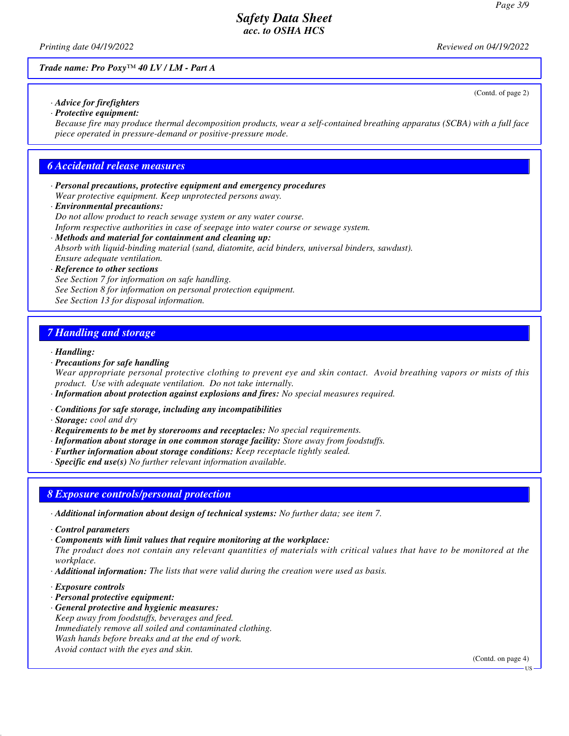*Trade name: Pro Poxy™ 40 LV / LM - Part A*

(Contd. of page 2)

- ***Advice for firefighters***
- ***Protective equipment:***

  *Because fire may produce thermal decomposition products, wear a self-contained breathing apparatus (SCBA) with a full face piece operated in pressure-demand or positive-pressure mode.*

## 6 Accidental release measures

- ***Personal precautions, protective equipment and emergency procedures***

  *Wear protective equipment. Keep unprotected persons away.*
- ***Environmental precautions:***

  *Do not allow product to reach sewage system or any water course.*

  *Inform respective authorities in case of seepage into water course or sewage system.*
- ***Methods and material for containment and cleaning up:***

  *Absorb with liquid-binding material (sand, diatomite, acid binders, universal binders, sawdust).*

  *Ensure adequate ventilation.*
- ***Reference to other sections***

  *See Section 7 for information on safe handling.*

  *See Section 8 for information on personal protection equipment.*

  *See Section 13 for disposal information.*

## 7 Handling and storage

- ***Handling:***
- ***Precautions for safe handling***

  *Wear appropriate personal protective clothing to prevent eye and skin contact. Avoid breathing vapors or mists of this product. Use with adequate ventilation. Do not take internally.*
- ***Information about protection against explosions and fires:*** *No special measures required.*
- ***Conditions for safe storage, including any incompatibilities***
- ***Storage:*** *cool and dry*
- ***Requirements to be met by storerooms and receptacles:*** *No special requirements.*
- ***Information about storage in one common storage facility:*** *Store away from foodstuffs.*
- ***Further information about storage conditions:*** *Keep receptacle tightly sealed.*
- ***Specific end use(s)*** *No further relevant information available.*

## 8 Exposure controls/personal protection

- ***Additional information about design of technical systems:*** *No further data; see item 7.*
- ***Control parameters***
- ***Components with limit values that require monitoring at the workplace:***

  *The product does not contain any relevant quantities of materials with critical values that have to be monitored at the workplace.*
- ***Additional information:*** *The lists that were valid during the creation were used as basis.*
- ***Exposure controls***
- ***Personal protective equipment:***
- ***General protective and hygienic measures:***

  *Keep away from foodstuffs, beverages and feed.*

  *Immediately remove all soiled and contaminated clothing.*

  *Wash hands before breaks and at the end of work.*

  *Avoid contact with the eyes and skin.*

(Contd. on page 4)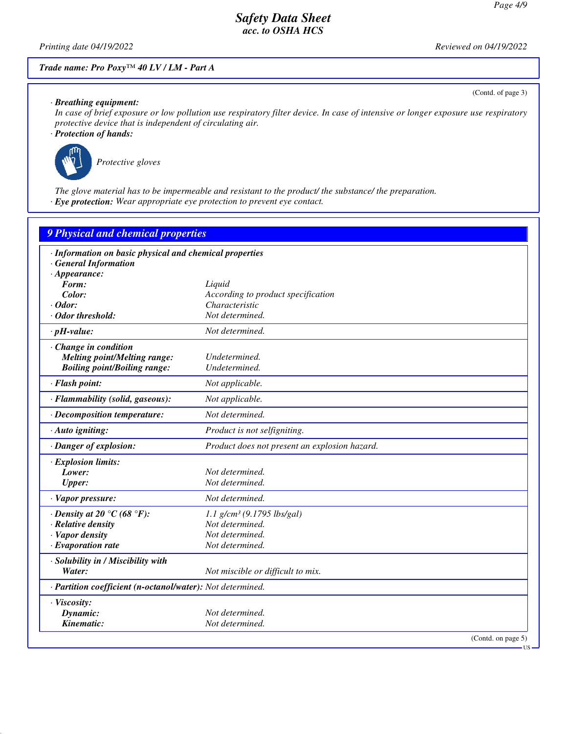(Contd. of page 3)

· **Breathing equipment:**

In case of brief exposure or low pollution use respiratory filter device. In case of intensive or longer exposure use respiratory protective device that is independent of circulating air.

· **Protection of hands:**

Protective gloves

The glove material has to be impermeable and resistant to the product/ the substance/ the preparation.

· **Eye protection:** Wear appropriate eye protection to prevent eye contact.

## 9 Physical and chemical properties

· **Information on basic physical and chemical properties**

· **General Information**

| Property | Value |
|---|---|
| · **Appearance:** | |
| **Form:** | Liquid |
| **Color:** | According to product specification |
| · **Odor:** | Characteristic |
| · **Odor threshold:** | Not determined. |
| · **pH-value:** | Not determined. |
| · **Change in condition** | |
| **Melting point/Melting range:** | Undetermined. |
| **Boiling point/Boiling range:** | Undetermined. |
| · **Flash point:** | Not applicable. |
| · **Flammability (solid, gaseous):** | Not applicable. |
| · **Decomposition temperature:** | Not determined. |
| · **Auto igniting:** | Product is not selfigniting. |
| · **Danger of explosion:** | Product does not present an explosion hazard. |
| · **Explosion limits:** | |
| **Lower:** | Not determined. |
| **Upper:** | Not determined. |
| · **Vapor pressure:** | Not determined. |
| · **Density at 20 °C (68 °F):** | 1.1 $g/cm^3$ (9.1795 lbs/gal) |
| · **Relative density** | Not determined. |
| · **Vapor density** | Not determined. |
| · **Evaporation rate** | Not determined. |
| · **Solubility in / Miscibility with** | |
| **Water:** | Not miscible or difficult to mix. |
| · **Partition coefficient (n-octanol/water):** | Not determined. |
| · **Viscosity:** | |
| **Dynamic:** | Not determined. |
| **Kinematic:** | Not determined. |

(Contd. on page 5)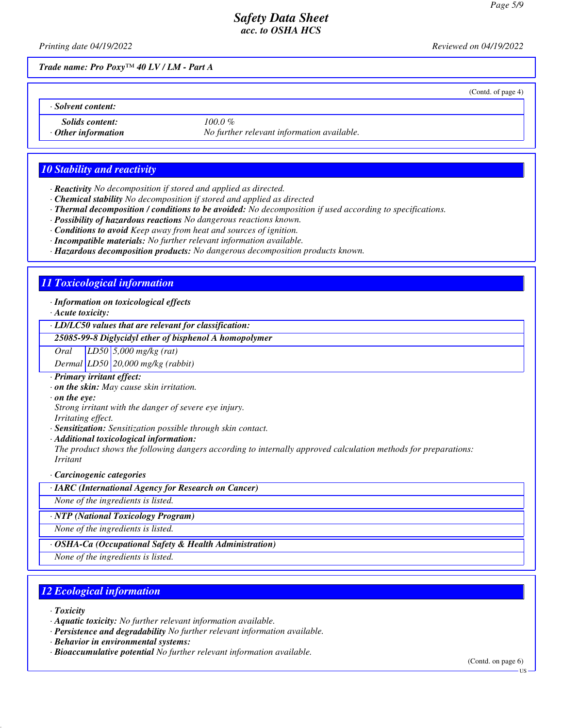*Trade name: Pro Poxy™ 40 LV / LM - Part A*

(Contd. of page 4)

| · **Solvent content:** | |
|---|---|
| **Solids content:** | 100.0 % |
| · **Other information** | No further relevant information available. |

## 10 Stability and reactivity

· **Reactivity** No decomposition if stored and applied as directed.
· **Chemical stability** No decomposition if stored and applied as directed
· **Thermal decomposition / conditions to be avoided:** No decomposition if used according to specifications.
· **Possibility of hazardous reactions** No dangerous reactions known.
· **Conditions to avoid** Keep away from heat and sources of ignition.
· **Incompatible materials:** No further relevant information available.
· **Hazardous decomposition products:** No dangerous decomposition products known.

## 11 Toxicological information

· **Information on toxicological effects**
· **Acute toxicity:**

| · **LD/LC50 values that are relevant for classification:** | | |
|---|---|---|
| **25085-99-8 Diglycidyl ether of bisphenol A homopolymer** | | |
| Oral | LD50 | 5,000 mg/kg (rat) |
| Dermal | LD50 | 20,000 mg/kg (rabbit) |

· **Primary irritant effect:**
· **on the skin:** May cause skin irritation.
· **on the eye:**
Strong irritant with the danger of severe eye injury.
Irritating effect.
· **Sensitization:** Sensitization possible through skin contact.
· **Additional toxicological information:**
The product shows the following dangers according to internally approved calculation methods for preparations:
Irritant

· **Carcinogenic categories**

| · **IARC (International Agency for Research on Cancer)** |
|---|
| None of the ingredients is listed. |

| · **NTP (National Toxicology Program)** |
|---|
| None of the ingredients is listed. |

| · **OSHA-Ca (Occupational Safety & Health Administration)** |
|---|
| None of the ingredients is listed. |

## 12 Ecological information

· **Toxicity**
· **Aquatic toxicity:** No further relevant information available.
· **Persistence and degradability** No further relevant information available.
· **Behavior in environmental systems:**
· **Bioaccumulative potential** No further relevant information available.

(Contd. on page 6)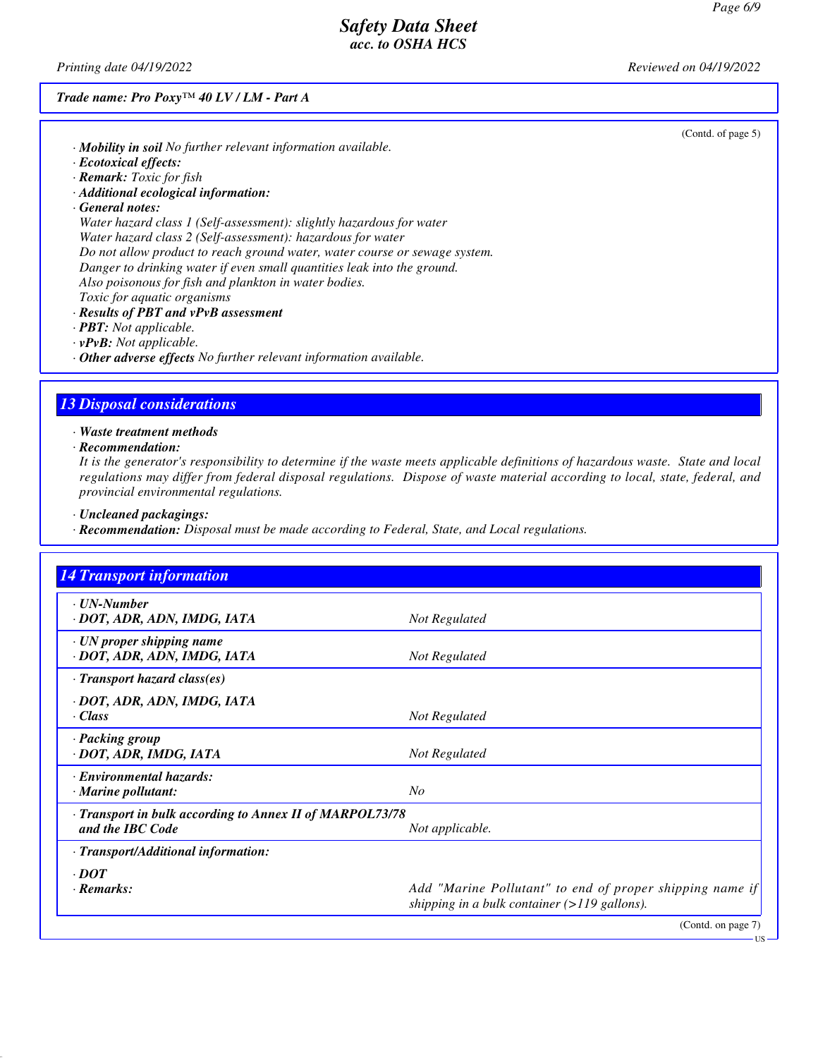(Contd. of page 5)

· **Mobility in soil** *No further relevant information available.*
· **Ecotoxical effects:**
· **Remark:** *Toxic for fish*
· **Additional ecological information:**
· **General notes:**
*Water hazard class 1 (Self-assessment): slightly hazardous for water*
*Water hazard class 2 (Self-assessment): hazardous for water*
*Do not allow product to reach ground water, water course or sewage system.*
*Danger to drinking water if even small quantities leak into the ground.*
*Also poisonous for fish and plankton in water bodies.*
*Toxic for aquatic organisms*
· **Results of PBT and vPvB assessment**
· **PBT:** *Not applicable.*
· **vPvB:** *Not applicable.*
· **Other adverse effects** *No further relevant information available.*

## 13 Disposal considerations

· **Waste treatment methods**
· **Recommendation:**
*It is the generator's responsibility to determine if the waste meets applicable definitions of hazardous waste. State and local regulations may differ from federal disposal regulations. Dispose of waste material according to local, state, federal, and provincial environmental regulations.*

· **Uncleaned packagings:**
· **Recommendation:** *Disposal must be made according to Federal, State, and Local regulations.*

## 14 Transport information

| | |
|---|---|
| · **UN-Number**<br>· **DOT, ADR, ADN, IMDG, IATA** | *Not Regulated* |
| · **UN proper shipping name**<br>· **DOT, ADR, ADN, IMDG, IATA** | *Not Regulated* |
| · **Transport hazard class(es)**<br>· **DOT, ADR, ADN, IMDG, IATA**<br>· **Class** | *Not Regulated* |
| · **Packing group**<br>· **DOT, ADR, IMDG, IATA** | *Not Regulated* |
| · **Environmental hazards:**<br>· **Marine pollutant:** | *No* |
| · **Transport in bulk according to Annex II of MARPOL73/78 and the IBC Code** | *Not applicable.* |
| · **Transport/Additional information:**<br>· **DOT**<br>· **Remarks:** | *Add "Marine Pollutant" to end of proper shipping name if shipping in a bulk container (>119 gallons).* |

(Contd. on page 7)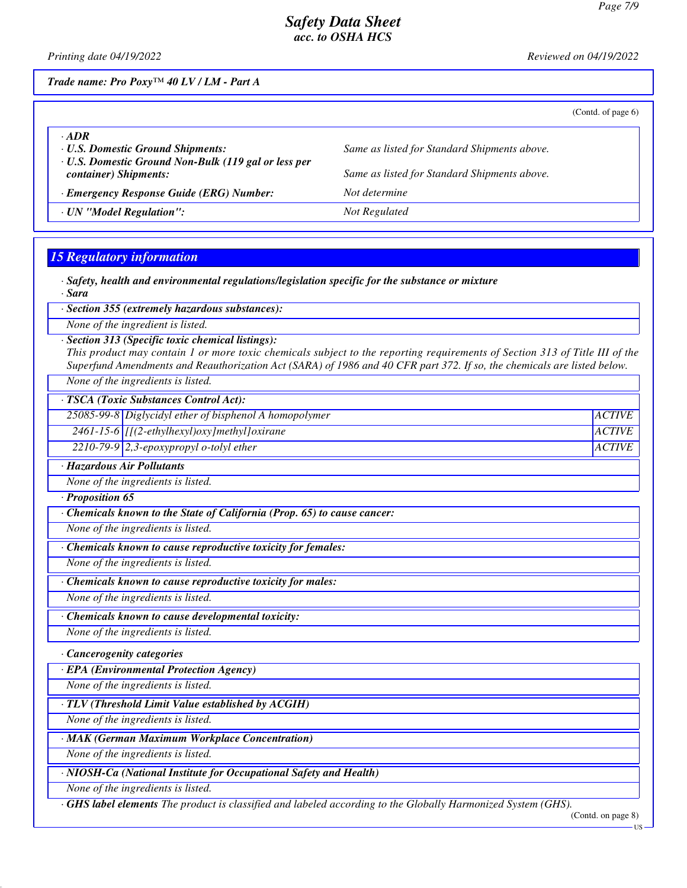Safety Data Sheet
acc. to OSHA HCS

Printing date 04/19/2022 Reviewed on 04/19/2022

**Trade name: Pro Poxy™ 40 LV / LM - Part A**

(Contd. of page 6)

| | |
|---|---|
| · **ADR** | |
| · **U.S. Domestic Ground Shipments:** | Same as listed for Standard Shipments above. |
| · **U.S. Domestic Ground Non-Bulk (119 gal or less per container) Shipments:** | Same as listed for Standard Shipments above. |
| · **Emergency Response Guide (ERG) Number:** | Not determine |
| · **UN "Model Regulation":** | Not Regulated |

## 15 Regulatory information

· **Safety, health and environmental regulations/legislation specific for the substance or mixture**

· **Sara**

· **Section 355 (extremely hazardous substances):**

None of the ingredient is listed.

· **Section 313 (Specific toxic chemical listings):**

This product may contain 1 or more toxic chemicals subject to the reporting requirements of Section 313 of Title III of the Superfund Amendments and Reauthorization Act (SARA) of 1986 and 40 CFR part 372. If so, the chemicals are listed below.

None of the ingredients is listed.

· **TSCA (Toxic Substances Control Act):**

| | | |
|---|---|---|
| 25085-99-8 | Diglycidyl ether of bisphenol A homopolymer | ACTIVE |
| 2461-15-6 | [[(2-ethylhexyl)oxy]methyl]oxirane | ACTIVE |
| 2210-79-9 | 2,3-epoxypropyl o-tolyl ether | ACTIVE |

· **Hazardous Air Pollutants**

None of the ingredients is listed.

· **Proposition 65**

· **Chemicals known to the State of California (Prop. 65) to cause cancer:**

None of the ingredients is listed.

· **Chemicals known to cause reproductive toxicity for females:**

None of the ingredients is listed.

· **Chemicals known to cause reproductive toxicity for males:**

None of the ingredients is listed.

· **Chemicals known to cause developmental toxicity:**

None of the ingredients is listed.

· **Cancerogenity categories**

· **EPA (Environmental Protection Agency)**

None of the ingredients is listed.

· **TLV (Threshold Limit Value established by ACGIH)**

None of the ingredients is listed.

· **MAK (German Maximum Workplace Concentration)**

None of the ingredients is listed.

· **NIOSH-Ca (National Institute for Occupational Safety and Health)**

None of the ingredients is listed.

· **GHS label elements** The product is classified and labeled according to the Globally Harmonized System (GHS).

(Contd. on page 8)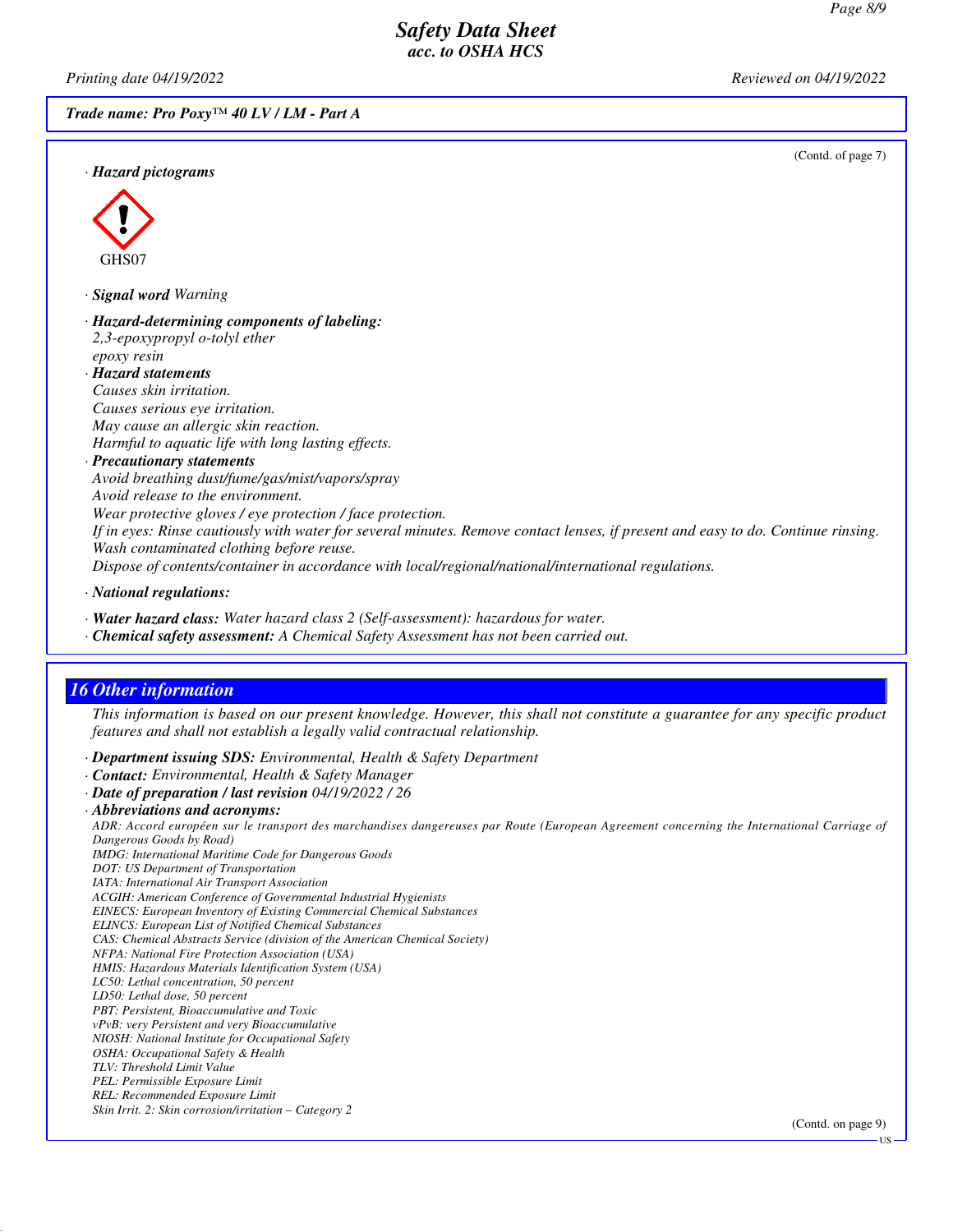*Trade name: Pro Poxy™ 40 LV / LM - Part A*

(Contd. of page 7)

· **Hazard pictograms**

GHS07

· **Signal word** Warning

· **Hazard-determining components of labeling:**
2,3-epoxypropyl o-tolyl ether
epoxy resin

· **Hazard statements**
Causes skin irritation.
Causes serious eye irritation.
May cause an allergic skin reaction.
Harmful to aquatic life with long lasting effects.

· **Precautionary statements**
Avoid breathing dust/fume/gas/mist/vapors/spray
Avoid release to the environment.
Wear protective gloves / eye protection / face protection.
If in eyes: Rinse cautiously with water for several minutes. Remove contact lenses, if present and easy to do. Continue rinsing.
Wash contaminated clothing before reuse.
Dispose of contents/container in accordance with local/regional/national/international regulations.

· **National regulations:**

· **Water hazard class:** Water hazard class 2 (Self-assessment): hazardous for water.
· **Chemical safety assessment:** A Chemical Safety Assessment has not been carried out.

## 16 Other information

This information is based on our present knowledge. However, this shall not constitute a guarantee for any specific product features and shall not establish a legally valid contractual relationship.

· **Department issuing SDS:** Environmental, Health & Safety Department
· **Contact:** Environmental, Health & Safety Manager
· **Date of preparation / last revision** 04/19/2022 / 26
· **Abbreviations and acronyms:**
ADR: Accord européen sur le transport des marchandises dangereuses par Route (European Agreement concerning the International Carriage of Dangerous Goods by Road)
IMDG: International Maritime Code for Dangerous Goods
DOT: US Department of Transportation
IATA: International Air Transport Association
ACGIH: American Conference of Governmental Industrial Hygienists
EINECS: European Inventory of Existing Commercial Chemical Substances
ELINCS: European List of Notified Chemical Substances
CAS: Chemical Abstracts Service (division of the American Chemical Society)
NFPA: National Fire Protection Association (USA)
HMIS: Hazardous Materials Identification System (USA)
LC50: Lethal concentration, 50 percent
LD50: Lethal dose, 50 percent
PBT: Persistent, Bioaccumulative and Toxic
vPvB: very Persistent and very Bioaccumulative
NIOSH: National Institute for Occupational Safety
OSHA: Occupational Safety & Health
TLV: Threshold Limit Value
PEL: Permissible Exposure Limit
REL: Recommended Exposure Limit
Skin Irrit. 2: Skin corrosion/irritation – Category 2

(Contd. on page 9)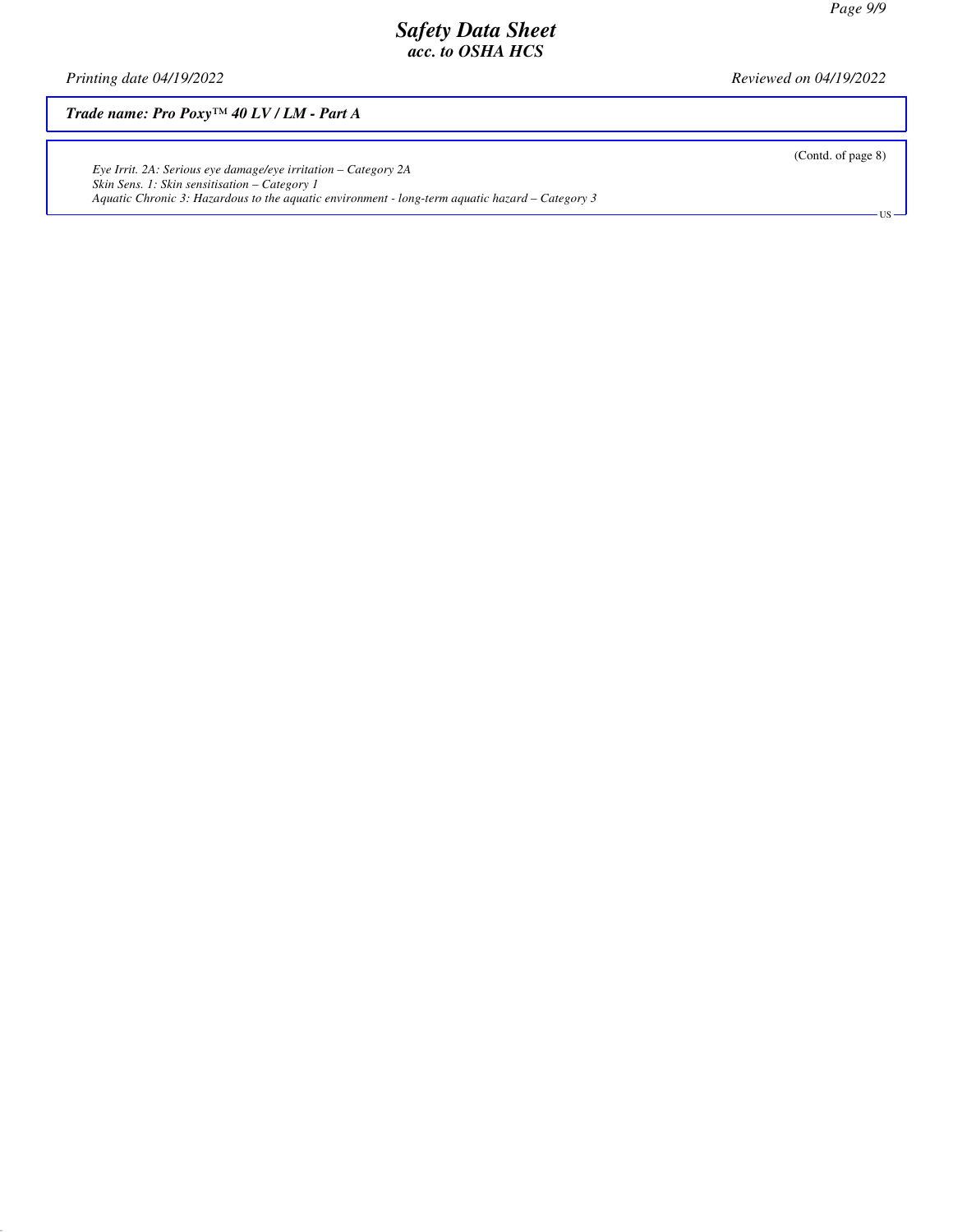*Eye Irrit. 2A: Serious eye damage/eye irritation – Category 2A*
*Skin Sens. 1: Skin sensitisation – Category 1*
*Aquatic Chronic 3: Hazardous to the aquatic environment - long-term aquatic hazard – Category 3*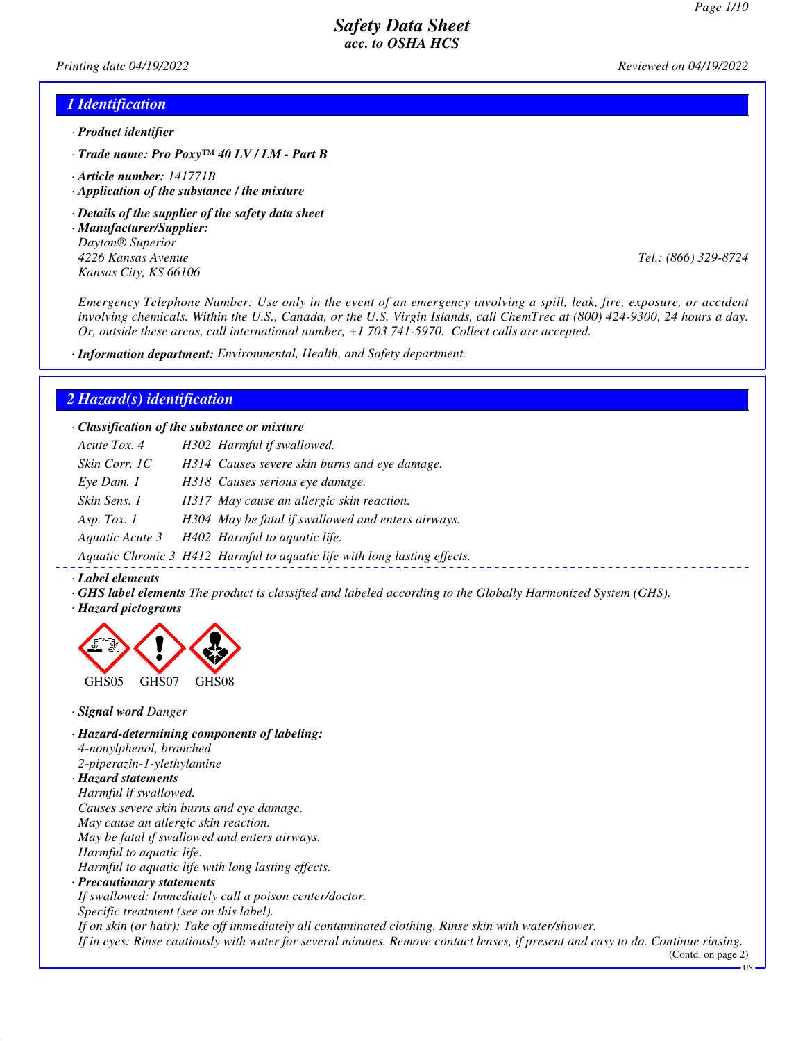# Safety Data Sheet
## acc. to OSHA HCS

*Printing date 04/19/2022* *Reviewed on 04/19/2022*

## 1 Identification

· **Product identifier**

· **Trade name:** **Pro Poxy™ 40 LV / LM - Part B**

· **Article number:** *141771B*

· **Application of the substance / the mixture**

· **Details of the supplier of the safety data sheet**

· **Manufacturer/Supplier:**
Dayton® Superior
4226 Kansas Avenue
Kansas City, KS 66106
Tel.: (866) 329-8724

Emergency Telephone Number: Use only in the event of an emergency involving a spill, leak, fire, exposure, or accident involving chemicals. Within the U.S., Canada, or the U.S. Virgin Islands, call ChemTrec at (800) 424-9300, 24 hours a day. Or, outside these areas, call international number, +1 703 741-5970. Collect calls are accepted.

· **Information department:** Environmental, Health, and Safety department.

## 2 Hazard(s) identification

· **Classification of the substance or mixture**

| | |
|---|---|
| Acute Tox. 4 | H302 Harmful if swallowed. |
| Skin Corr. 1C | H314 Causes severe skin burns and eye damage. |
| Eye Dam. 1 | H318 Causes serious eye damage. |
| Skin Sens. 1 | H317 May cause an allergic skin reaction. |
| Asp. Tox. 1 | H304 May be fatal if swallowed and enters airways. |
| Aquatic Acute 3 | H402 Harmful to aquatic life. |
| Aquatic Chronic 3 | H412 Harmful to aquatic life with long lasting effects. |

· **Label elements**

· **GHS label elements** The product is classified and labeled according to the Globally Harmonized System (GHS).

· **Hazard pictograms**

GHS05 GHS07 GHS08

· **Signal word** Danger

· **Hazard-determining components of labeling:**
4-nonylphenol, branched
2-piperazin-1-ylethylamine

· **Hazard statements**
Harmful if swallowed.
Causes severe skin burns and eye damage.
May cause an allergic skin reaction.
May be fatal if swallowed and enters airways.
Harmful to aquatic life.
Harmful to aquatic life with long lasting effects.

· **Precautionary statements**
If swallowed: Immediately call a poison center/doctor.
Specific treatment (see on this label).
If on skin (or hair): Take off immediately all contaminated clothing. Rinse skin with water/shower.
If in eyes: Rinse cautiously with water for several minutes. Remove contact lenses, if present and easy to do. Continue rinsing.

(Contd. on page 2)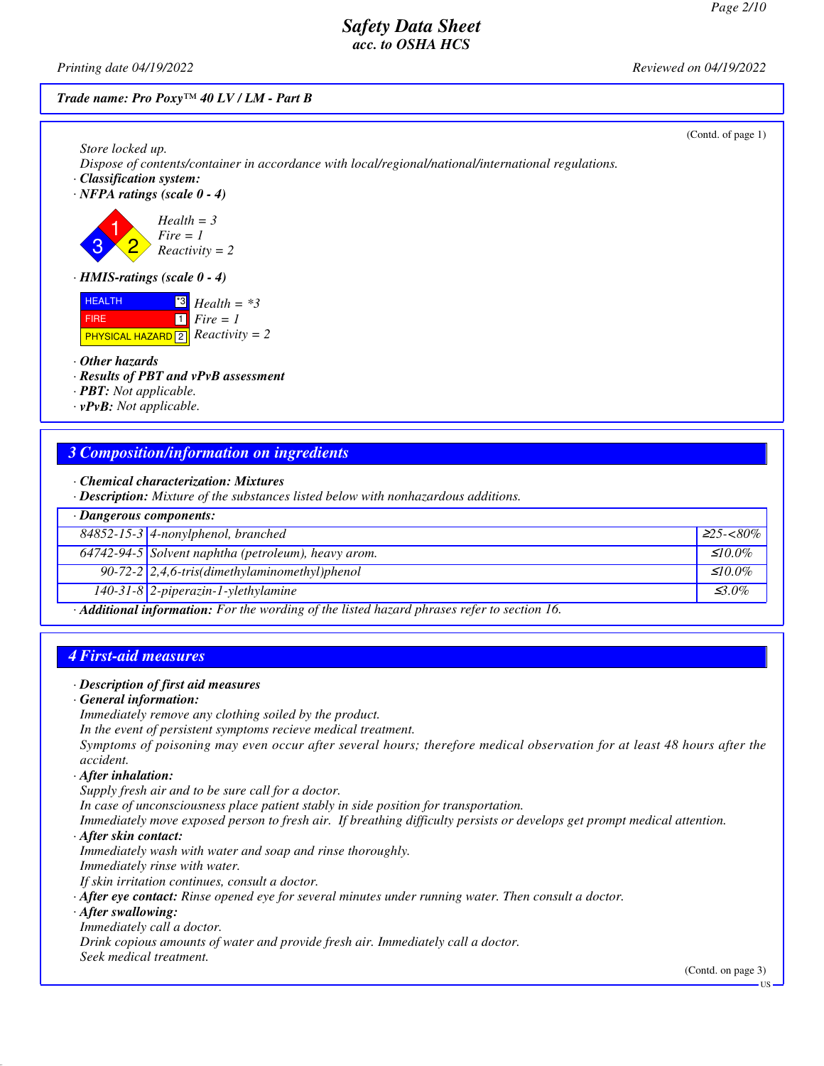*Trade name: Pro Poxy™ 40 LV / LM - Part B*

(Contd. of page 1)

Store locked up.

Dispose of contents/container in accordance with local/regional/national/international regulations.

· **Classification system:**

· **NFPA ratings (scale 0 - 4)**

Health = 3
Fire = 1
Reactivity = 2

· **HMIS-ratings (scale 0 - 4)**

| | | |
|---|---|---|
| HEALTH | *3 | Health = *3 |
| FIRE | 1 | Fire = 1 |
| PHYSICAL HAZARD | 2 | Reactivity = 2 |

· **Other hazards**

· **Results of PBT and vPvB assessment**

· **PBT:** Not applicable.

· **vPvB:** Not applicable.

## 3 Composition/information on ingredients

· **Chemical characterization: Mixtures**

· **Description:** Mixture of the substances listed below with nonhazardous additions.

| · Dangerous components: | | |
|---|---|---|
| 84852-15-3 | 4-nonylphenol, branched | ≥25-<80% |
| 64742-94-5 | Solvent naphtha (petroleum), heavy arom. | ≤10.0% |
| 90-72-2 | 2,4,6-tris(dimethylaminomethyl)phenol | ≤10.0% |
| 140-31-8 | 2-piperazin-1-ylethylamine | ≤3.0% |

· **Additional information:** For the wording of the listed hazard phrases refer to section 16.

## 4 First-aid measures

· **Description of first aid measures**

· **General information:**

Immediately remove any clothing soiled by the product.

In the event of persistent symptoms recieve medical treatment.

Symptoms of poisoning may even occur after several hours; therefore medical observation for at least 48 hours after the accident.

· **After inhalation:**

Supply fresh air and to be sure call for a doctor.

In case of unconsciousness place patient stably in side position for transportation.

Immediately move exposed person to fresh air. If breathing difficulty persists or develops get prompt medical attention.

· **After skin contact:**

Immediately wash with water and soap and rinse thoroughly.

Immediately rinse with water.

If skin irritation continues, consult a doctor.

· **After eye contact:** Rinse opened eye for several minutes under running water. Then consult a doctor.

· **After swallowing:**

Immediately call a doctor.

Drink copious amounts of water and provide fresh air. Immediately call a doctor.

Seek medical treatment.

(Contd. on page 3)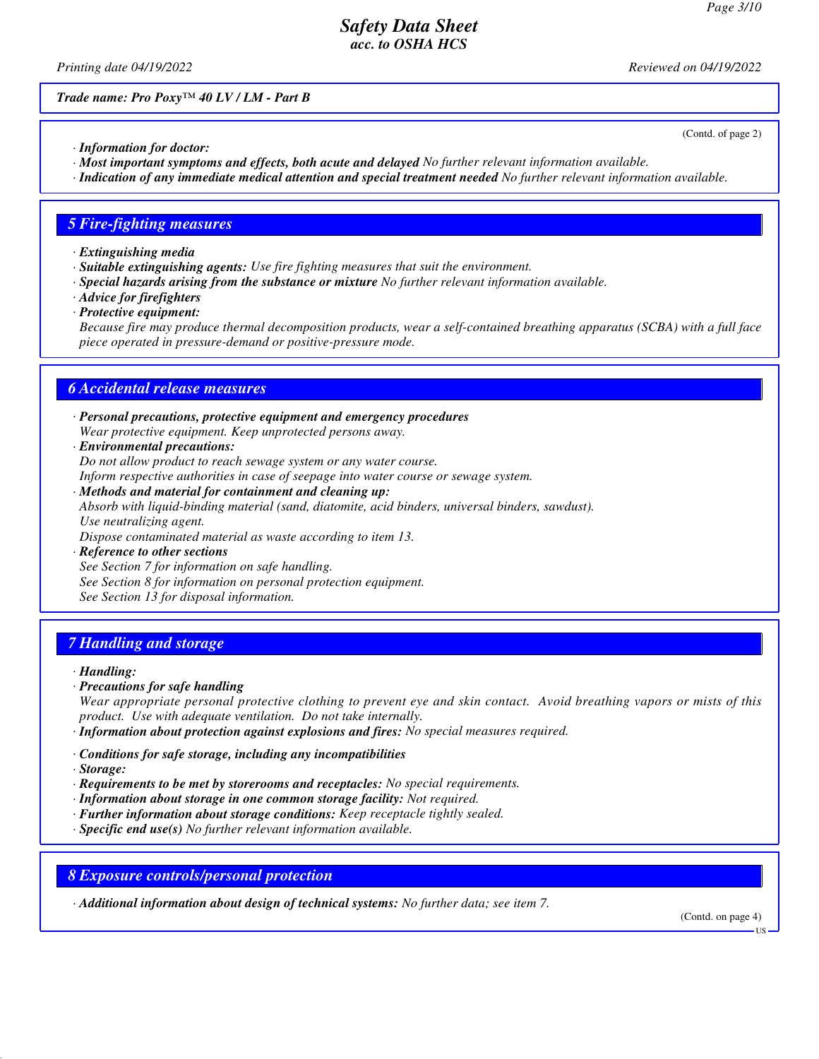Trade name: Pro Poxy™ 40 LV / LM - Part B

(Contd. of page 2)

· **Information for doctor:**
· **Most important symptoms and effects, both acute and delayed** No further relevant information available.
· **Indication of any immediate medical attention and special treatment needed** No further relevant information available.

## 5 Fire-fighting measures

· **Extinguishing media**
· **Suitable extinguishing agents:** Use fire fighting measures that suit the environment.
· **Special hazards arising from the substance or mixture** No further relevant information available.
· **Advice for firefighters**
· **Protective equipment:**
Because fire may produce thermal decomposition products, wear a self-contained breathing apparatus (SCBA) with a full face piece operated in pressure-demand or positive-pressure mode.

## 6 Accidental release measures

· **Personal precautions, protective equipment and emergency procedures**
Wear protective equipment. Keep unprotected persons away.
· **Environmental precautions:**
Do not allow product to reach sewage system or any water course.
Inform respective authorities in case of seepage into water course or sewage system.
· **Methods and material for containment and cleaning up:**
Absorb with liquid-binding material (sand, diatomite, acid binders, universal binders, sawdust).
Use neutralizing agent.
Dispose contaminated material as waste according to item 13.
· **Reference to other sections**
See Section 7 for information on safe handling.
See Section 8 for information on personal protection equipment.
See Section 13 for disposal information.

## 7 Handling and storage

· **Handling:**
· **Precautions for safe handling**
Wear appropriate personal protective clothing to prevent eye and skin contact. Avoid breathing vapors or mists of this product. Use with adequate ventilation. Do not take internally.
· **Information about protection against explosions and fires:** No special measures required.

· **Conditions for safe storage, including any incompatibilities**
· **Storage:**
· **Requirements to be met by storerooms and receptacles:** No special requirements.
· **Information about storage in one common storage facility:** Not required.
· **Further information about storage conditions:** Keep receptacle tightly sealed.
· **Specific end use(s)** No further relevant information available.

## 8 Exposure controls/personal protection

· **Additional information about design of technical systems:** No further data; see item 7.

(Contd. on page 4)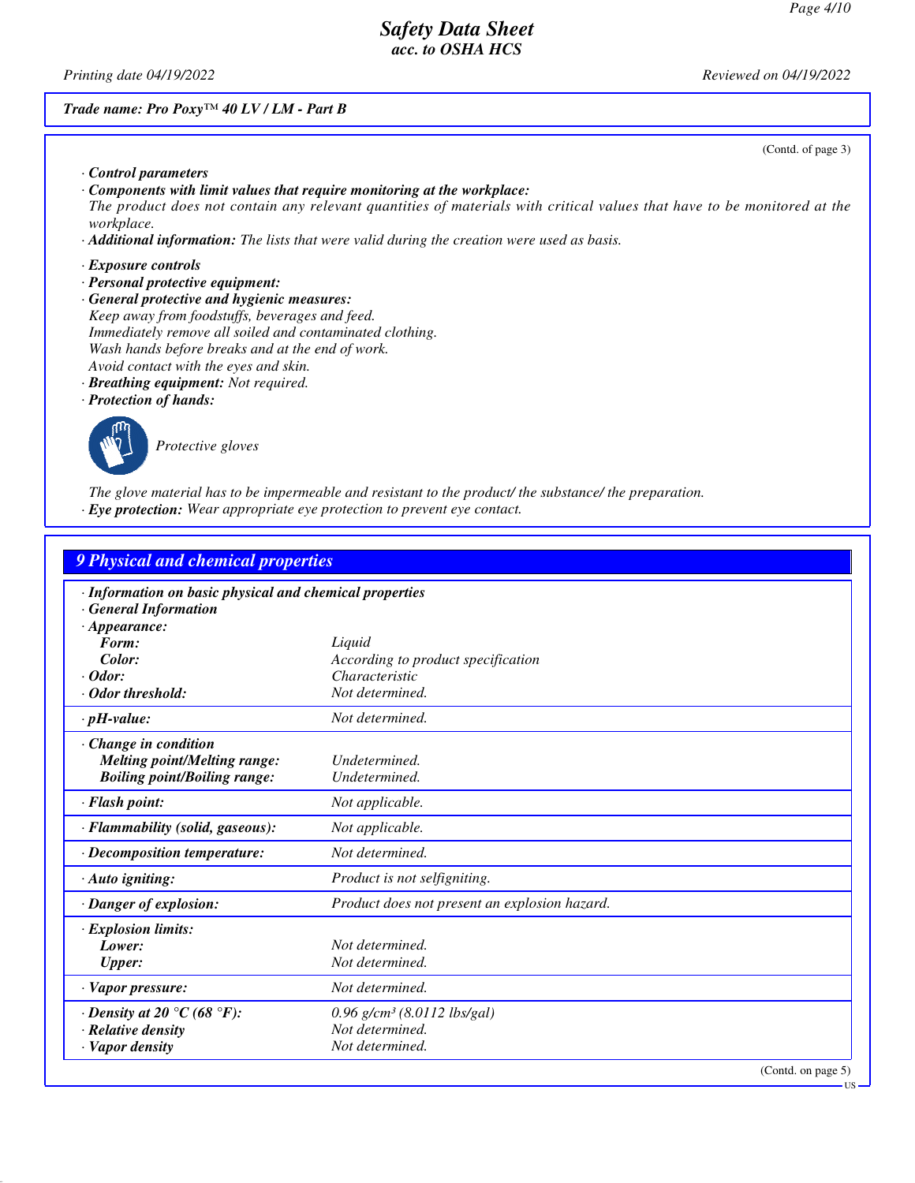(Contd. of page 3)

· **Control parameters**

· **Components with limit values that require monitoring at the workplace:**
The product does not contain any relevant quantities of materials with critical values that have to be monitored at the workplace.

· **Additional information:** The lists that were valid during the creation were used as basis.

· **Exposure controls**

· **Personal protective equipment:**

· **General protective and hygienic measures:**
Keep away from foodstuffs, beverages and feed.
Immediately remove all soiled and contaminated clothing.
Wash hands before breaks and at the end of work.
Avoid contact with the eyes and skin.

· **Breathing equipment:** Not required.

· **Protection of hands:**

Protective gloves

The glove material has to be impermeable and resistant to the product/ the substance/ the preparation.

· **Eye protection:** Wear appropriate eye protection to prevent eye contact.

## 9 Physical and chemical properties

· **Information on basic physical and chemical properties**

· **General Information**

| | |
|---|---|
| · **Appearance:** | |
| **Form:** | Liquid |
| **Color:** | According to product specification |
| · **Odor:** | Characteristic |
| · **Odor threshold:** | Not determined. |
| · **pH-value:** | Not determined. |
| · **Change in condition** | |
| **Melting point/Melting range:** | Undetermined. |
| **Boiling point/Boiling range:** | Undetermined. |
| · **Flash point:** | Not applicable. |
| · **Flammability (solid, gaseous):** | Not applicable. |
| · **Decomposition temperature:** | Not determined. |
| · **Auto igniting:** | Product is not selfigniting. |
| · **Danger of explosion:** | Product does not present an explosion hazard. |
| · **Explosion limits:** | |
| **Lower:** | Not determined. |
| **Upper:** | Not determined. |
| · **Vapor pressure:** | Not determined. |
| · **Density at 20 °C (68 °F):** | 0.96 g/cm³ (8.0112 lbs/gal) |
| · **Relative density** | Not determined. |
| · **Vapor density** | Not determined. |

(Contd. on page 5)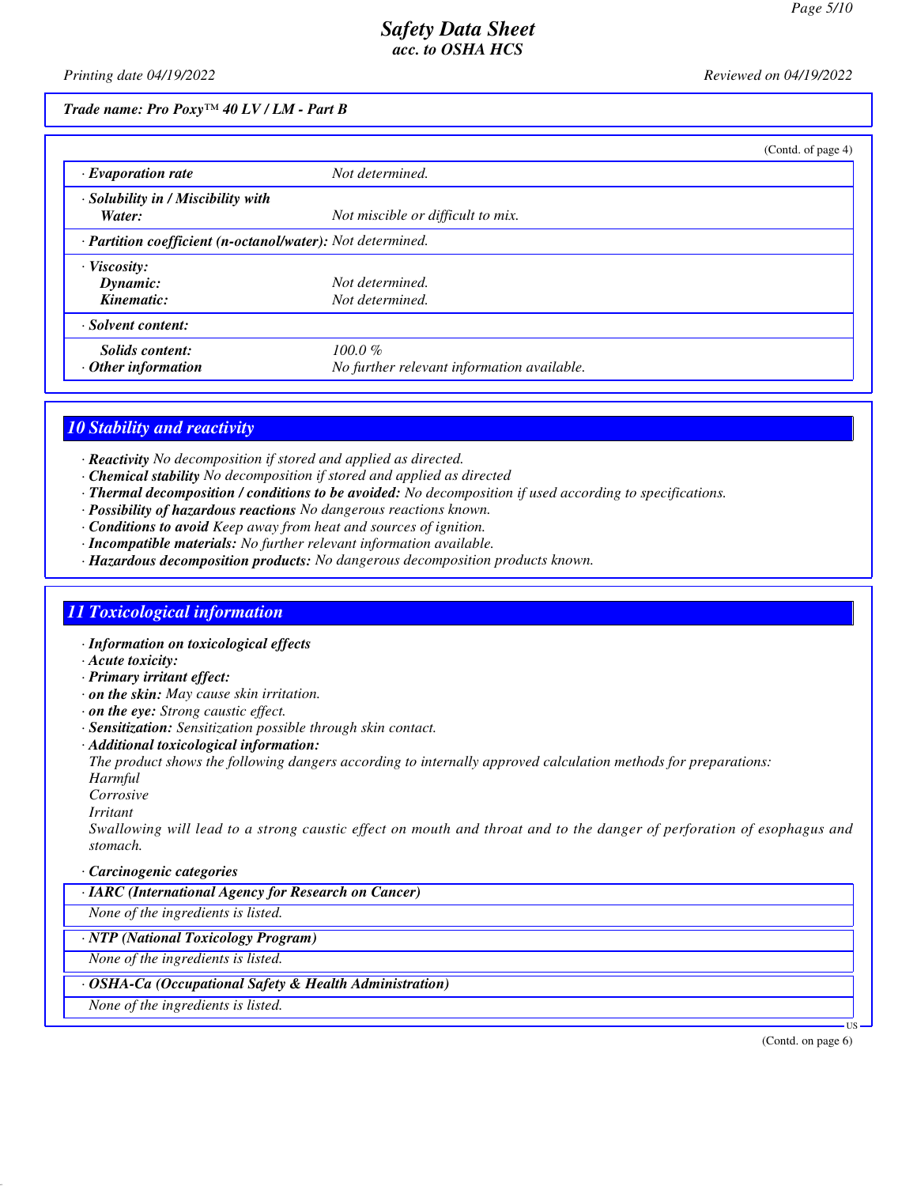*Trade name: Pro Poxy™ 40 LV / LM - Part B*

(Contd. of page 4)

| | |
|---|---|
| · **Evaporation rate** | Not determined. |
| · **Solubility in / Miscibility with Water:** | Not miscible or difficult to mix. |
| · **Partition coefficient (n-octanol/water):** | Not determined. |
| · **Viscosity:** | |
| **Dynamic:** | Not determined. |
| **Kinematic:** | Not determined. |
| · **Solvent content:** | |
| **Solids content:** | 100.0 % |
| · **Other information** | No further relevant information available. |

## 10 Stability and reactivity

· **Reactivity** No decomposition if stored and applied as directed.
· **Chemical stability** No decomposition if stored and applied as directed
· **Thermal decomposition / conditions to be avoided:** No decomposition if used according to specifications.
· **Possibility of hazardous reactions** No dangerous reactions known.
· **Conditions to avoid** Keep away from heat and sources of ignition.
· **Incompatible materials:** No further relevant information available.
· **Hazardous decomposition products:** No dangerous decomposition products known.

## 11 Toxicological information

· **Information on toxicological effects**
· **Acute toxicity:**
· **Primary irritant effect:**
· **on the skin:** May cause skin irritation.
· **on the eye:** Strong caustic effect.
· **Sensitization:** Sensitization possible through skin contact.
· **Additional toxicological information:**
The product shows the following dangers according to internally approved calculation methods for preparations:
Harmful
Corrosive
Irritant
Swallowing will lead to a strong caustic effect on mouth and throat and to the danger of perforation of esophagus and stomach.

· **Carcinogenic categories**

| · IARC (International Agency for Research on Cancer) |
|---|
| None of the ingredients is listed. |

| · NTP (National Toxicology Program) |
|---|
| None of the ingredients is listed. |

| · OSHA-Ca (Occupational Safety & Health Administration) |
|---|
| None of the ingredients is listed. |

(Contd. on page 6)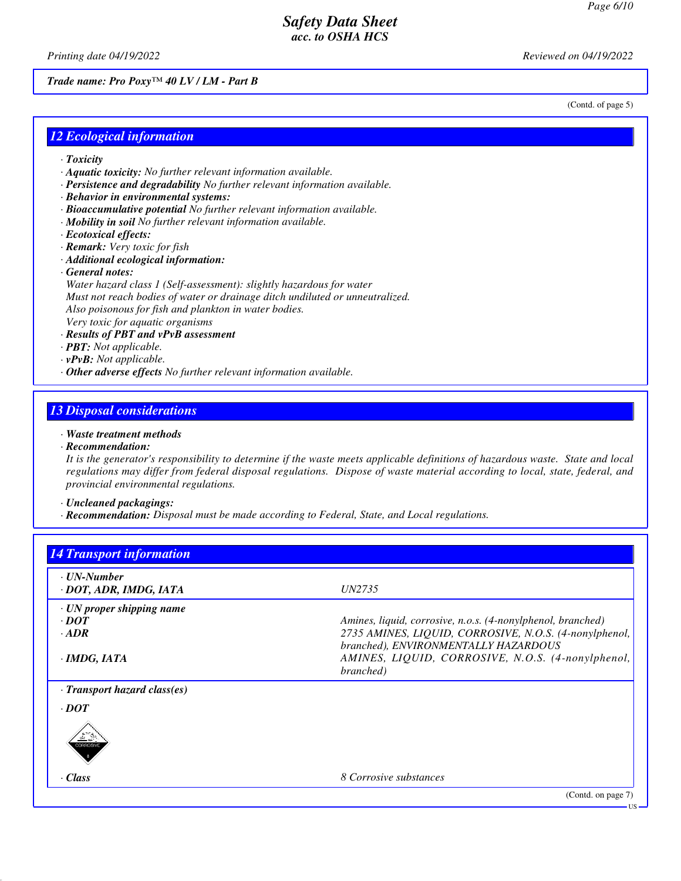(Contd. of page 5)

## 12 Ecological information

- **Toxicity**
- **Aquatic toxicity:** No further relevant information available.
- **Persistence and degradability** No further relevant information available.
- **Behavior in environmental systems:**
- **Bioaccumulative potential** No further relevant information available.
- **Mobility in soil** No further relevant information available.
- **Ecotoxical effects:**
- **Remark:** Very toxic for fish
- **Additional ecological information:**
- **General notes:**
  Water hazard class 1 (Self-assessment): slightly hazardous for water
  Must not reach bodies of water or drainage ditch undiluted or unneutralized.
  Also poisonous for fish and plankton in water bodies.
  Very toxic for aquatic organisms
- **Results of PBT and vPvB assessment**
- **PBT:** Not applicable.
- **vPvB:** Not applicable.
- **Other adverse effects** No further relevant information available.

## 13 Disposal considerations

- **Waste treatment methods**
- **Recommendation:**
  It is the generator's responsibility to determine if the waste meets applicable definitions of hazardous waste. State and local regulations may differ from federal disposal regulations. Dispose of waste material according to local, state, federal, and provincial environmental regulations.

- **Uncleaned packagings:**
- **Recommendation:** Disposal must be made according to Federal, State, and Local regulations.

## 14 Transport information

| | |
|---|---|
| **· UN-Number** | |
| **· DOT, ADR, IMDG, IATA** | UN2735 |
| **· UN proper shipping name** | |
| **· DOT** | Amines, liquid, corrosive, n.o.s. (4-nonylphenol, branched) |
| **· ADR** | 2735 AMINES, LIQUID, CORROSIVE, N.O.S. (4-nonylphenol, branched), ENVIRONMENTALLY HAZARDOUS |
| **· IMDG, IATA** | AMINES, LIQUID, CORROSIVE, N.O.S. (4-nonylphenol, branched) |
| **· Transport hazard class(es)** | |
| **· DOT** | |
| **· Class** | 8 Corrosive substances |

(Contd. on page 7)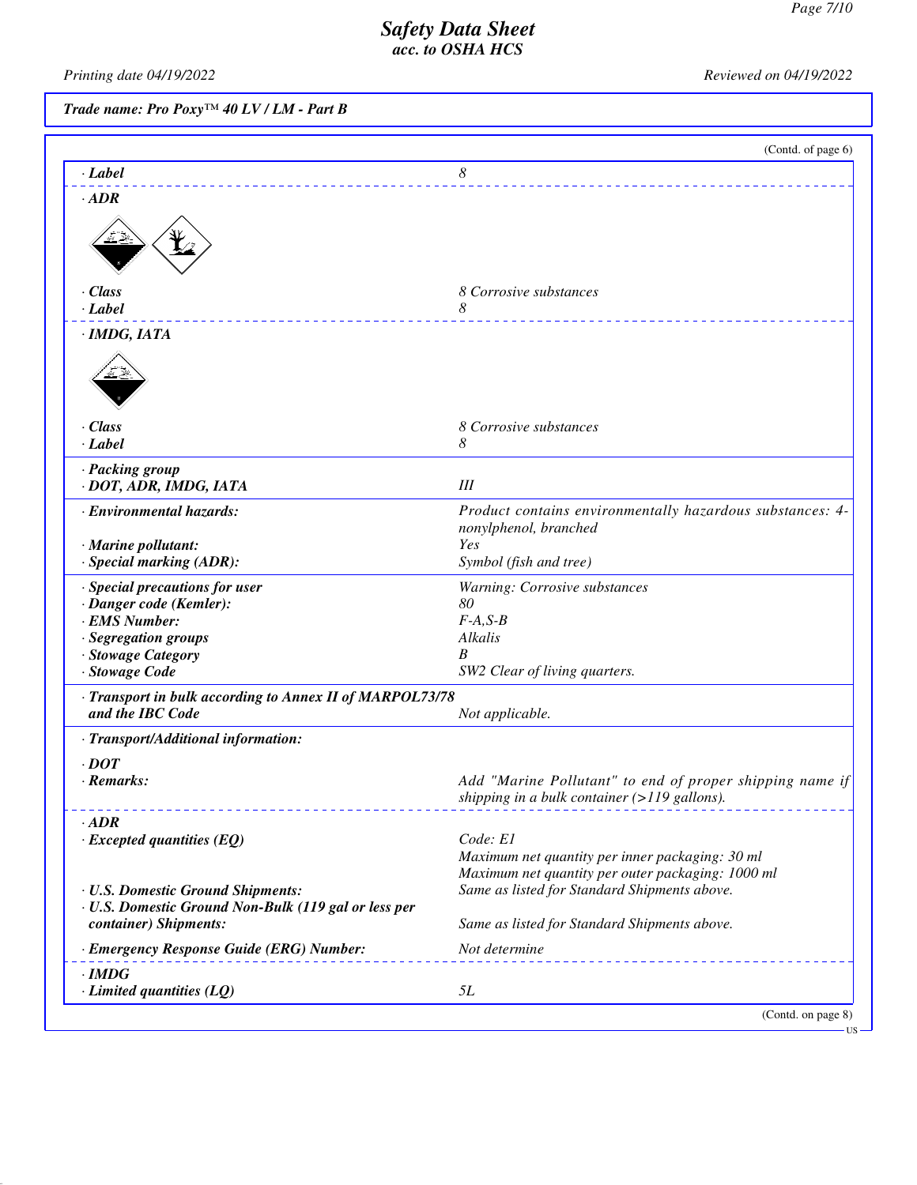Trade name: Pro Poxy™ 40 LV / LM - Part B

(Contd. of page 6)

| | |
|---|---|
| · Label | 8 |
| · ADR | |
| · Class | 8 Corrosive substances |
| · Label | 8 |
| · IMDG, IATA | |
| · Class | 8 Corrosive substances |
| · Label | 8 |
| · Packing group | |
| · DOT, ADR, IMDG, IATA | III |
| · Environmental hazards: | Product contains environmentally hazardous substances: 4-nonylphenol, branched |
| · Marine pollutant: | Yes |
| · Special marking (ADR): | Symbol (fish and tree) |
| · Special precautions for user | Warning: Corrosive substances |
| · Danger code (Kemler): | 80 |
| · EMS Number: | F-A,S-B |
| · Segregation groups | Alkalis |
| · Stowage Category | B |
| · Stowage Code | SW2 Clear of living quarters. |
| · Transport in bulk according to Annex II of MARPOL73/78 and the IBC Code | Not applicable. |
| · Transport/Additional information: | |
| · DOT | |
| · Remarks: | Add "Marine Pollutant" to end of proper shipping name if shipping in a bulk container (>119 gallons). |
| · ADR | |
| · Excepted quantities (EQ) | Code: E1<br>Maximum net quantity per inner packaging: 30 ml<br>Maximum net quantity per outer packaging: 1000 ml |
| · U.S. Domestic Ground Shipments: | Same as listed for Standard Shipments above. |
| · U.S. Domestic Ground Non-Bulk (119 gal or less per container) Shipments: | Same as listed for Standard Shipments above. |
| · Emergency Response Guide (ERG) Number: | Not determine |
| · IMDG | |
| · Limited quantities (LQ) | 5L |

(Contd. on page 8)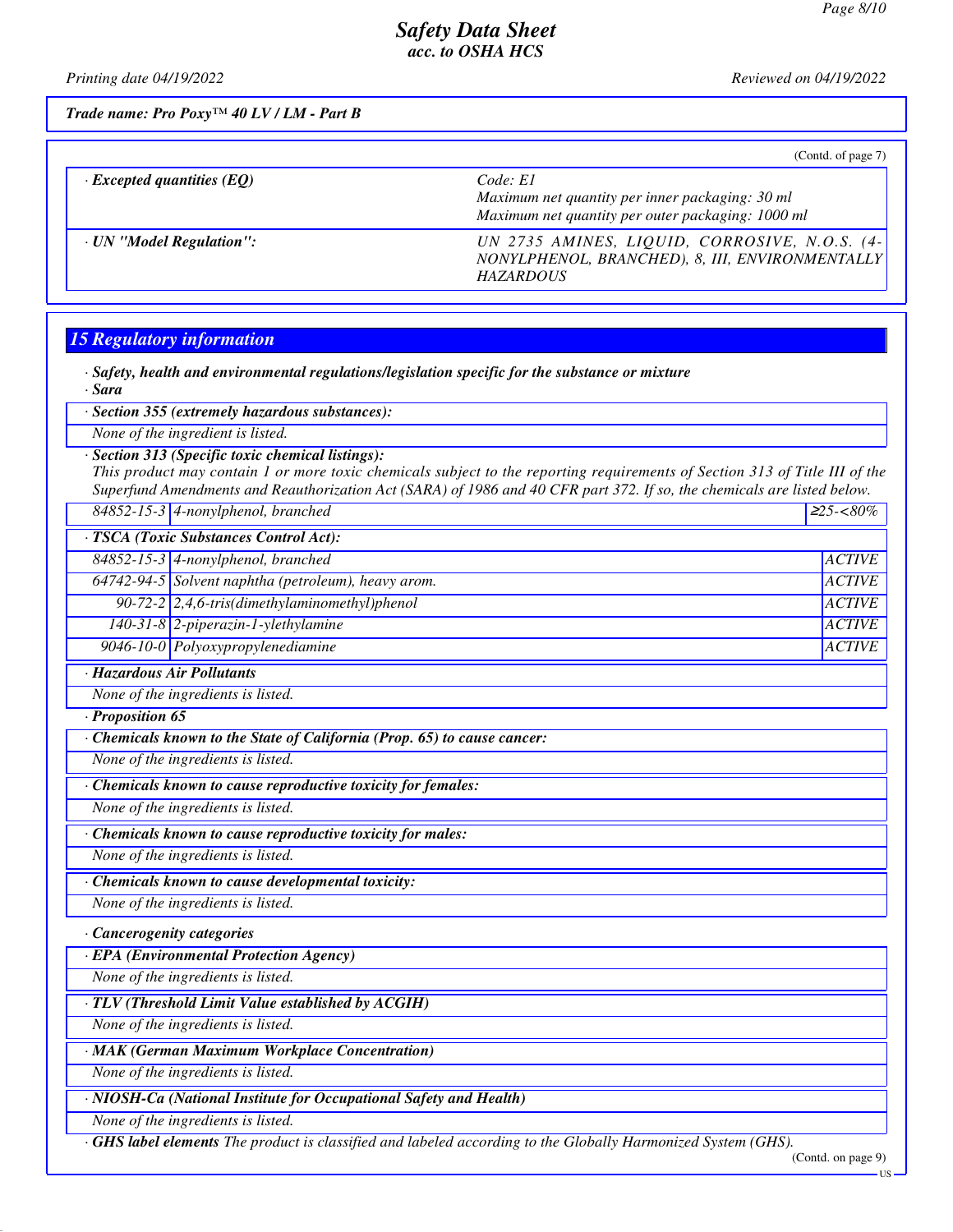(Contd. of page 7)

| | |
|---|---|
| · **Excepted quantities (EQ)** | Code: E1<br>Maximum net quantity per inner packaging: 30 ml<br>Maximum net quantity per outer packaging: 1000 ml |
| · **UN "Model Regulation":** | UN 2735 AMINES, LIQUID, CORROSIVE, N.O.S. (4-NONYLPHENOL, BRANCHED), 8, III, ENVIRONMENTALLY HAZARDOUS |

## 15 Regulatory information

· ***Safety, health and environmental regulations/legislation specific for the substance or mixture***

· ***Sara***

· ***Section 355 (extremely hazardous substances):***

*None of the ingredient is listed.*

· ***Section 313 (Specific toxic chemical listings):***

*This product may contain 1 or more toxic chemicals subject to the reporting requirements of Section 313 of Title III of the Superfund Amendments and Reauthorization Act (SARA) of 1986 and 40 CFR part 372. If so, the chemicals are listed below.*

| | | |
|---|---|---|
| 84852-15-3 | 4-nonylphenol, branched | ≥25-<80% |

· ***TSCA (Toxic Substances Control Act):***

| | | |
|---|---|---|
| 84852-15-3 | 4-nonylphenol, branched | ACTIVE |
| 64742-94-5 | Solvent naphtha (petroleum), heavy arom. | ACTIVE |
| 90-72-2 | 2,4,6-tris(dimethylaminomethyl)phenol | ACTIVE |
| 140-31-8 | 2-piperazin-1-ylethylamine | ACTIVE |
| 9046-10-0 | Polyoxypropylenediamine | ACTIVE |

· ***Hazardous Air Pollutants***

*None of the ingredients is listed.*

· ***Proposition 65***

· ***Chemicals known to the State of California (Prop. 65) to cause cancer:***

*None of the ingredients is listed.*

· ***Chemicals known to cause reproductive toxicity for females:***

*None of the ingredients is listed.*

· ***Chemicals known to cause reproductive toxicity for males:***

*None of the ingredients is listed.*

· ***Chemicals known to cause developmental toxicity:***

*None of the ingredients is listed.*

· ***Cancerogenity categories***

· ***EPA (Environmental Protection Agency)***

*None of the ingredients is listed.*

· ***TLV (Threshold Limit Value established by ACGIH)***

*None of the ingredients is listed.*

· ***MAK (German Maximum Workplace Concentration)***

*None of the ingredients is listed.*

· ***NIOSH-Ca (National Institute for Occupational Safety and Health)***

*None of the ingredients is listed.*

· ***GHS label elements*** *The product is classified and labeled according to the Globally Harmonized System (GHS).*

(Contd. on page 9)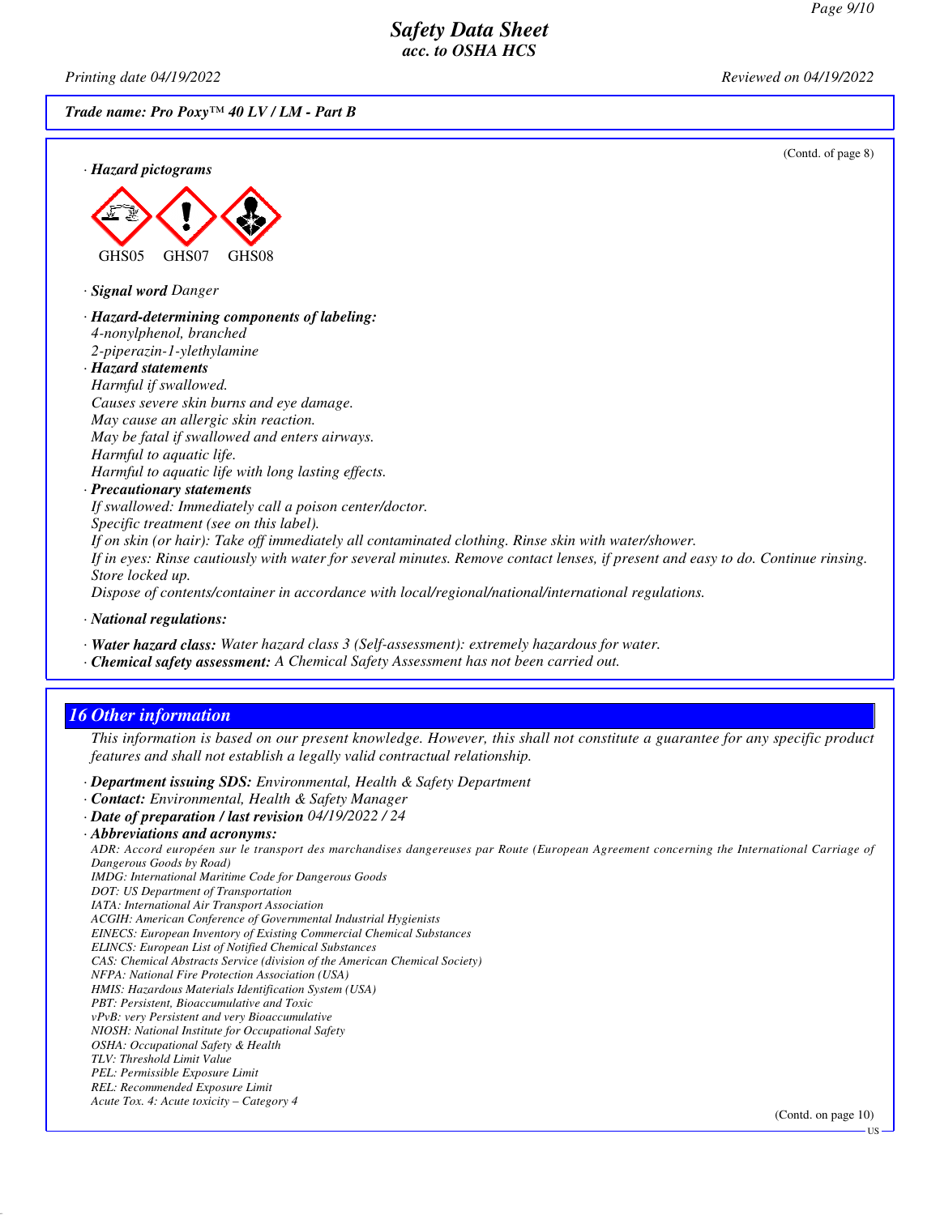Trade name: Pro Poxy™ 40 LV / LM - Part B

(Contd. of page 8)

· **Hazard pictograms**

GHS05 GHS07 GHS08

· **Signal word** *Danger*

· **Hazard-determining components of labeling:**
4-nonylphenol, branched
2-piperazin-1-ylethylamine

· **Hazard statements**
Harmful if swallowed.
Causes severe skin burns and eye damage.
May cause an allergic skin reaction.
May be fatal if swallowed and enters airways.
Harmful to aquatic life.
Harmful to aquatic life with long lasting effects.

· **Precautionary statements**
If swallowed: Immediately call a poison center/doctor.
Specific treatment (see on this label).
If on skin (or hair): Take off immediately all contaminated clothing. Rinse skin with water/shower.
If in eyes: Rinse cautiously with water for several minutes. Remove contact lenses, if present and easy to do. Continue rinsing.
Store locked up.
Dispose of contents/container in accordance with local/regional/national/international regulations.

· **National regulations:**

· **Water hazard class:** Water hazard class 3 (Self-assessment): extremely hazardous for water.
· **Chemical safety assessment:** A Chemical Safety Assessment has not been carried out.

## 16 Other information

This information is based on our present knowledge. However, this shall not constitute a guarantee for any specific product features and shall not establish a legally valid contractual relationship.

· **Department issuing SDS:** Environmental, Health & Safety Department
· **Contact:** Environmental, Health & Safety Manager
· **Date of preparation / last revision** 04/19/2022 / 24
· **Abbreviations and acronyms:**
ADR: Accord européen sur le transport des marchandises dangereuses par Route (European Agreement concerning the International Carriage of Dangerous Goods by Road)
IMDG: International Maritime Code for Dangerous Goods
DOT: US Department of Transportation
IATA: International Air Transport Association
ACGIH: American Conference of Governmental Industrial Hygienists
EINECS: European Inventory of Existing Commercial Chemical Substances
ELINCS: European List of Notified Chemical Substances
CAS: Chemical Abstracts Service (division of the American Chemical Society)
NFPA: National Fire Protection Association (USA)
HMIS: Hazardous Materials Identification System (USA)
PBT: Persistent, Bioaccumulative and Toxic
vPvB: very Persistent and very Bioaccumulative
NIOSH: National Institute for Occupational Safety
OSHA: Occupational Safety & Health
TLV: Threshold Limit Value
PEL: Permissible Exposure Limit
REL: Recommended Exposure Limit
Acute Tox. 4: Acute toxicity – Category 4

(Contd. on page 10)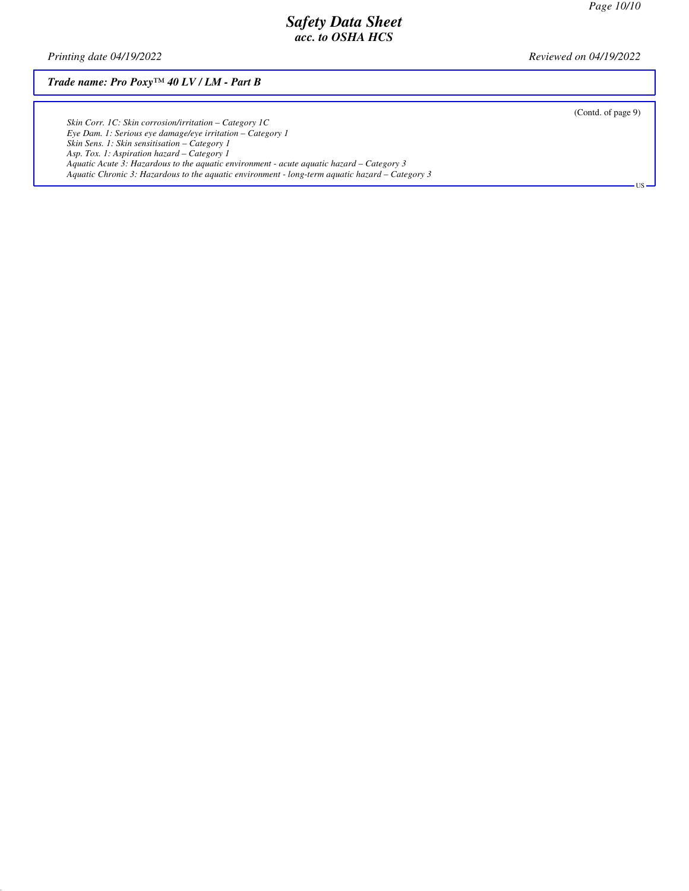*Trade name: Pro Poxy™ 40 LV / LM - Part B*

(Contd. of page 9)

*Skin Corr. 1C: Skin corrosion/irritation – Category 1C*
*Eye Dam. 1: Serious eye damage/eye irritation – Category 1*
*Skin Sens. 1: Skin sensitisation – Category 1*
*Asp. Tox. 1: Aspiration hazard – Category 1*
*Aquatic Acute 3: Hazardous to the aquatic environment - acute aquatic hazard – Category 3*
*Aquatic Chronic 3: Hazardous to the aquatic environment - long-term aquatic hazard – Category 3*